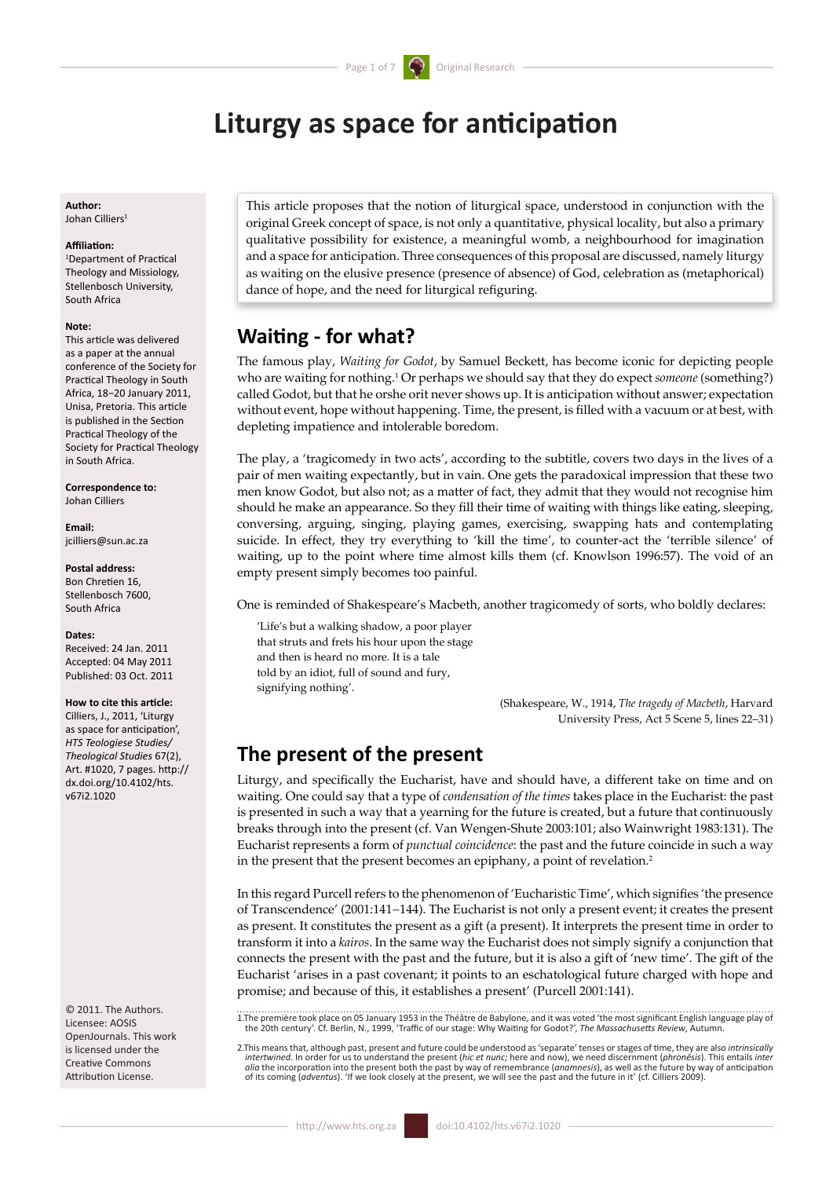# Liturgy as space for anticipation

**Author:**
Johan Cilliers[1]

**Affiliation:**
[1]Department of Practical Theology and Missiology, Stellenbosch University, South Africa

**Note:**
This article was delivered as a paper at the annual conference of the Society for Practical Theology in South Africa, 18–20 January 2011, Unisa, Pretoria. This article is published in the Section Practical Theology of the Society for Practical Theology in South Africa.

**Correspondence to:**
Johan Cilliers

**Email:**
jcilliers@sun.ac.za

**Postal address:**
Bon Chretien 16, Stellenbosch 7600, South Africa

**Dates:**
Received: 24 Jan. 2011
Accepted: 04 May 2011
Published: 03 Oct. 2011

**How to cite this article:**
Cilliers, J., 2011, 'Liturgy as space for anticipation', *HTS Teologiese Studies/Theological Studies* 67(2), Art. #1020, 7 pages. http://dx.doi.org/10.4102/hts.v67i2.1020

© 2011. The Authors. Licensee: AOSIS OpenJournals. This work is licensed under the Creative Commons Attribution License.

This article proposes that the notion of liturgical space, understood in conjunction with the original Greek concept of space, is not only a quantitative, physical locality, but also a primary qualitative possibility for existence, a meaningful womb, a neighbourhood for imagination and a space for anticipation. Three consequences of this proposal are discussed, namely liturgy as waiting on the elusive presence (presence of absence) of God, celebration as (metaphorical) dance of hope, and the need for liturgical refiguring.

## Waiting - for what?

The famous play, *Waiting for Godot*, by Samuel Beckett, has become iconic for depicting people who are waiting for nothing.[1] Or perhaps we should say that they do expect *someone* (something?) called Godot, but that he orshe orit never shows up. It is anticipation without answer; expectation without event, hope without happening. Time, the present, is filled with a vacuum or at best, with depleting impatience and intolerable boredom.

The play, a 'tragicomedy in two acts', according to the subtitle, covers two days in the lives of a pair of men waiting expectantly, but in vain. One gets the paradoxical impression that these two men know Godot, but also not; as a matter of fact, they admit that they would not recognise him should he make an appearance. So they fill their time of waiting with things like eating, sleeping, conversing, arguing, singing, playing games, exercising, swapping hats and contemplating suicide. In effect, they try everything to 'kill the time', to counter-act the 'terrible silence' of waiting, up to the point where time almost kills them (cf. Knowlson 1996:57). The void of an empty present simply becomes too painful.

One is reminded of Shakespeare's Macbeth, another tragicomedy of sorts, who boldly declares:

> 'Life's but a walking shadow, a poor player
> that struts and frets his hour upon the stage
> and then is heard no more. It is a tale
> told by an idiot, full of sound and fury,
> signifying nothing'.
>
> (Shakespeare, W., 1914, *The tragedy of Macbeth*, Harvard University Press, Act 5 Scene 5, lines 22–31)

## The present of the present

Liturgy, and specifically the Eucharist, have and should have, a different take on time and on waiting. One could say that a type of *condensation of the times* takes place in the Eucharist: the past is presented in such a way that a yearning for the future is created, but a future that continuously breaks through into the present (cf. Van Wengen-Shute 2003:101; also Wainwright 1983:131). The Eucharist represents a form of *punctual coincidence*: the past and the future coincide in such a way in the present that the present becomes an epiphany, a point of revelation.[2]

In this regard Purcell refers to the phenomenon of 'Eucharistic Time', which signifies 'the presence of Transcendence' (2001:141–144). The Eucharist is not only a present event; it creates the present as present. It constitutes the present as a gift (a present). It interprets the present time in order to transform it into a *kairos*. In the same way the Eucharist does not simply signify a conjunction that connects the present with the past and the future, but it is also a gift of 'new time'. The gift of the Eucharist 'arises in a past covenant; it points to an eschatological future charged with hope and promise; and because of this, it establishes a present' (Purcell 2001:141).

1.The première took place on 05 January 1953 in the Théâtre de Babylone, and it was voted 'the most significant English language play of the 20th century'. Cf. Berlin, N., 1999, 'Traffic of our stage: Why Waiting for Godot?', *The Massachusetts Review*, Autumn.

2.This means that, although past, present and future could be understood as 'separate' tenses or stages of time, they are also *intrinsically intertwined*. In order for us to understand the present (*hic et nunc*; here and now), we need discernment (*phronēsis*). This entails *inter alia* the incorporation into the present both the past by way of remembrance (*anamnesis*), as well as the future by way of anticipation of its coming (*adventus*). 'If we look closely at the present, we will see the past and the future in it' (cf. Cilliers 2009).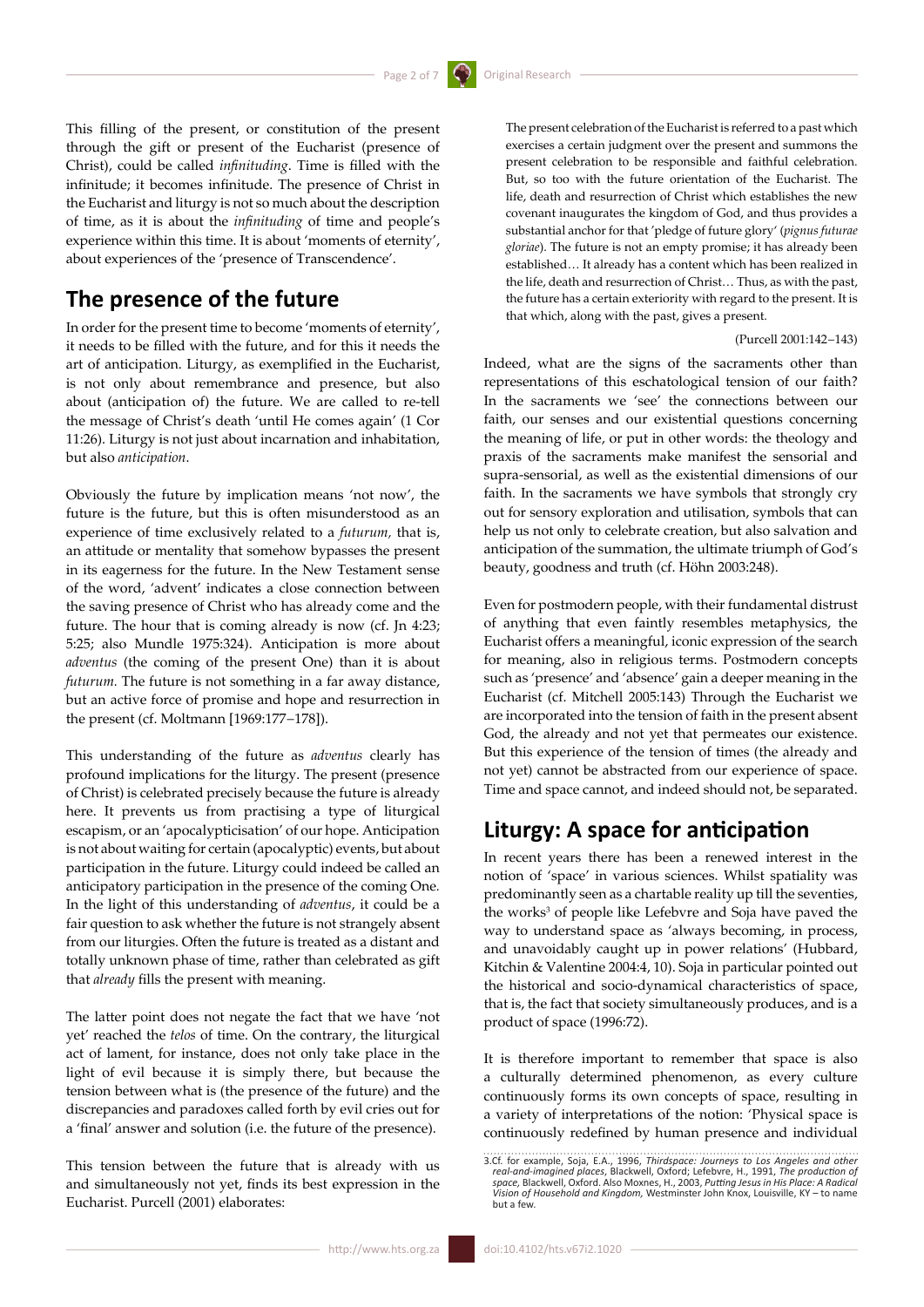This filling of the present, or constitution of the present through the gift or present of the Eucharist (presence of Christ), could be called *infinituding*. Time is filled with the infinitude; it becomes infinitude. The presence of Christ in the Eucharist and liturgy is not so much about the description of time, as it is about the *infinituding* of time and people's experience within this time. It is about 'moments of eternity', about experiences of the 'presence of Transcendence'.

## The presence of the future

In order for the present time to become 'moments of eternity', it needs to be filled with the future, and for this it needs the art of anticipation. Liturgy, as exemplified in the Eucharist, is not only about remembrance and presence, but also about (anticipation of) the future. We are called to re-tell the message of Christ's death 'until He comes again' (1 Cor 11:26). Liturgy is not just about incarnation and inhabitation, but also *anticipation*.

Obviously the future by implication means 'not now', the future is the future, but this is often misunderstood as an experience of time exclusively related to a *futurum*, that is, an attitude or mentality that somehow bypasses the present in its eagerness for the future. In the New Testament sense of the word, 'advent' indicates a close connection between the saving presence of Christ who has already come and the future. The hour that is coming already is now (cf. Jn 4:23; 5:25; also Mundle 1975:324). Anticipation is more about *adventus* (the coming of the present One) than it is about *futurum.* The future is not something in a far away distance, but an active force of promise and hope and resurrection in the present (cf. Moltmann [1969:177–178]).

This understanding of the future as *adventus* clearly has profound implications for the liturgy. The present (presence of Christ) is celebrated precisely because the future is already here. It prevents us from practising a type of liturgical escapism, or an 'apocalypticisation' of our hope. Anticipation is not about waiting for certain (apocalyptic) events, but about participation in the future. Liturgy could indeed be called an anticipatory participation in the presence of the coming One. In the light of this understanding of *adventus*, it could be a fair question to ask whether the future is not strangely absent from our liturgies. Often the future is treated as a distant and totally unknown phase of time, rather than celebrated as gift that *already* fills the present with meaning.

The latter point does not negate the fact that we have 'not yet' reached the *telos* of time. On the contrary, the liturgical act of lament, for instance, does not only take place in the light of evil because it is simply there, but because the tension between what is (the presence of the future) and the discrepancies and paradoxes called forth by evil cries out for a 'final' answer and solution (i.e. the future of the presence).

This tension between the future that is already with us and simultaneously not yet, finds its best expression in the Eucharist. Purcell (2001) elaborates:

> The present celebration of the Eucharist is referred to a past which exercises a certain judgment over the present and summons the present celebration to be responsible and faithful celebration. But, so too with the future orientation of the Eucharist. The life, death and resurrection of Christ which establishes the new covenant inaugurates the kingdom of God, and thus provides a substantial anchor for that 'pledge of future glory' (*pignus futurae gloriae*). The future is not an empty promise; it has already been established… It already has a content which has been realized in the life, death and resurrection of Christ… Thus, as with the past, the future has a certain exteriority with regard to the present. It is that which, along with the past, gives a present.
>
> (Purcell 2001:142–143)

Indeed, what are the signs of the sacraments other than representations of this eschatological tension of our faith? In the sacraments we 'see' the connections between our faith, our senses and our existential questions concerning the meaning of life, or put in other words: the theology and praxis of the sacraments make manifest the sensorial and supra-sensorial, as well as the existential dimensions of our faith. In the sacraments we have symbols that strongly cry out for sensory exploration and utilisation, symbols that can help us not only to celebrate creation, but also salvation and anticipation of the summation, the ultimate triumph of God's beauty, goodness and truth (cf. Höhn 2003:248).

Even for postmodern people, with their fundamental distrust of anything that even faintly resembles metaphysics, the Eucharist offers a meaningful, iconic expression of the search for meaning, also in religious terms. Postmodern concepts such as 'presence' and 'absence' gain a deeper meaning in the Eucharist (cf. Mitchell 2005:143) Through the Eucharist we are incorporated into the tension of faith in the present absent God, the already and not yet that permeates our existence. But this experience of the tension of times (the already and not yet) cannot be abstracted from our experience of space. Time and space cannot, and indeed should not, be separated.

## Liturgy: A space for anticipation

In recent years there has been a renewed interest in the notion of 'space' in various sciences. Whilst spatiality was predominantly seen as a chartable reality up till the seventies, the works[3] of people like Lefebvre and Soja have paved the way to understand space as 'always becoming, in process, and unavoidably caught up in power relations' (Hubbard, Kitchin & Valentine 2004:4, 10). Soja in particular pointed out the historical and socio-dynamical characteristics of space, that is, the fact that society simultaneously produces, and is a product of space (1996:72).

It is therefore important to remember that space is also a culturally determined phenomenon, as every culture continuously forms its own concepts of space, resulting in a variety of interpretations of the notion: 'Physical space is continuously redefined by human presence and individual

3.Cf. for example, Soja, E.A., 1996, *Thirdspace: Journeys to Los Angeles and other real-and-imagined places*, Blackwell, Oxford; Lefebvre, H., 1991, *The production of space*, Blackwell, Oxford. Also Moxnes, H., 2003, *Putting Jesus in His Place: A Radical Vision of Household and Kingdom*, Westminster John Knox, Louisville, KY – to name but a few.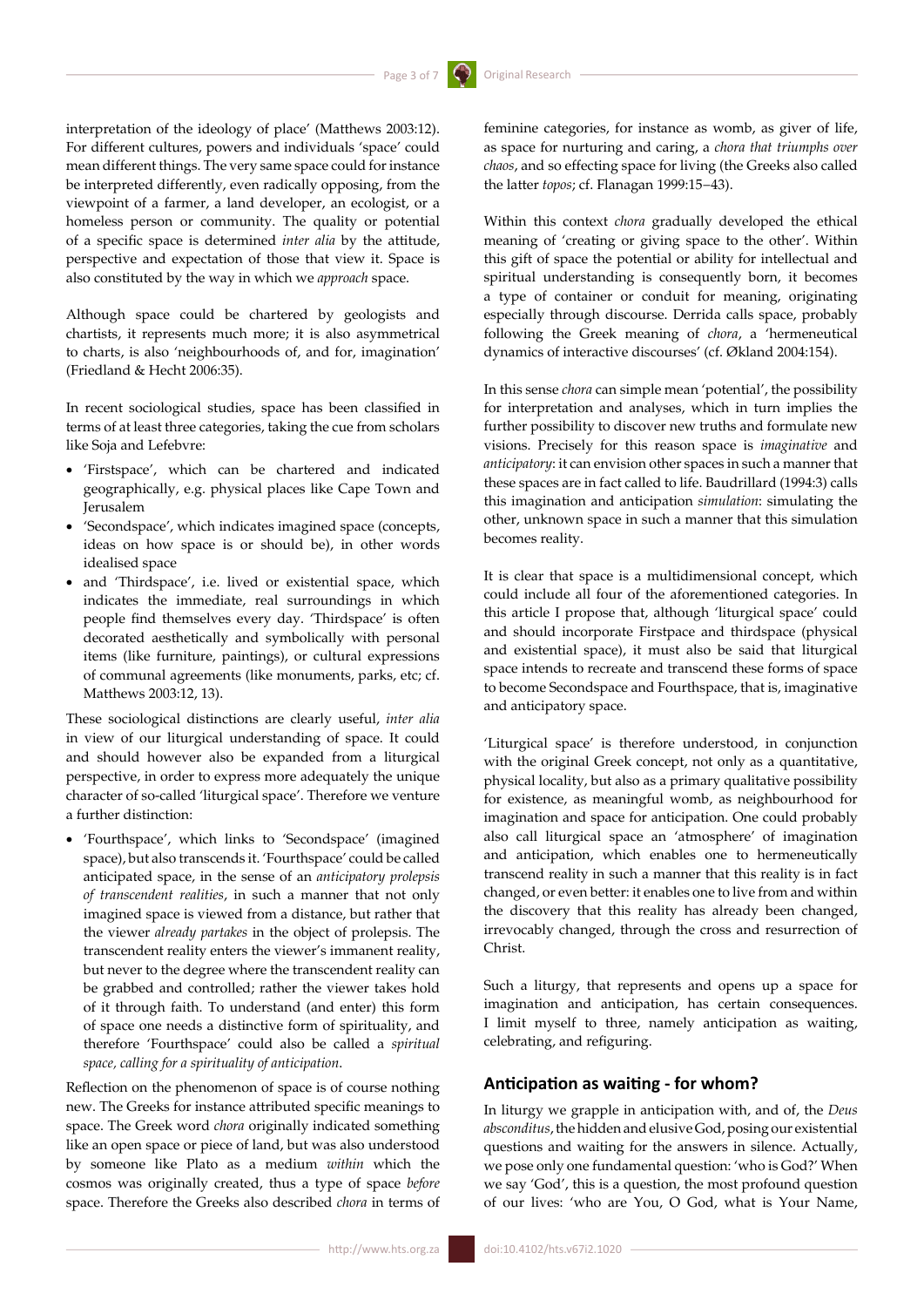interpretation of the ideology of place' (Matthews 2003:12). For different cultures, powers and individuals 'space' could mean different things. The very same space could for instance be interpreted differently, even radically opposing, from the viewpoint of a farmer, a land developer, an ecologist, or a homeless person or community. The quality or potential of a specific space is determined *inter alia* by the attitude, perspective and expectation of those that view it. Space is also constituted by the way in which we *approach* space.

Although space could be chartered by geologists and chartists, it represents much more; it is also asymmetrical to charts, is also 'neighbourhoods of, and for, imagination' (Friedland & Hecht 2006:35).

In recent sociological studies, space has been classified in terms of at least three categories, taking the cue from scholars like Soja and Lefebvre:

- 'Firstspace', which can be chartered and indicated geographically, e.g. physical places like Cape Town and Jerusalem
- 'Secondspace', which indicates imagined space (concepts, ideas on how space is or should be), in other words idealised space
- and 'Thirdspace', i.e. lived or existential space, which indicates the immediate, real surroundings in which people find themselves every day. 'Thirdspace' is often decorated aesthetically and symbolically with personal items (like furniture, paintings), or cultural expressions of communal agreements (like monuments, parks, etc; cf. Matthews 2003:12, 13).

These sociological distinctions are clearly useful, *inter alia* in view of our liturgical understanding of space. It could and should however also be expanded from a liturgical perspective, in order to express more adequately the unique character of so-called 'liturgical space'. Therefore we venture a further distinction:

- 'Fourthspace', which links to 'Secondspace' (imagined space), but also transcends it. 'Fourthspace' could be called anticipated space, in the sense of an *anticipatory prolepsis of transcendent realities*, in such a manner that not only imagined space is viewed from a distance, but rather that the viewer *already partakes* in the object of prolepsis. The transcendent reality enters the viewer's immanent reality, but never to the degree where the transcendent reality can be grabbed and controlled; rather the viewer takes hold of it through faith. To understand (and enter) this form of space one needs a distinctive form of spirituality, and therefore 'Fourthspace' could also be called a *spiritual space, calling for a spirituality of anticipation*.

Reflection on the phenomenon of space is of course nothing new. The Greeks for instance attributed specific meanings to space. The Greek word *chora* originally indicated something like an open space or piece of land, but was also understood by someone like Plato as a medium *within* which the cosmos was originally created, thus a type of space *before* space. Therefore the Greeks also described *chora* in terms of feminine categories, for instance as womb, as giver of life, as space for nurturing and caring, a *chora that triumphs over chaos*, and so effecting space for living (the Greeks also called the latter *topos*; cf. Flanagan 1999:15–43).

Within this context *chora* gradually developed the ethical meaning of 'creating or giving space to the other'. Within this gift of space the potential or ability for intellectual and spiritual understanding is consequently born, it becomes a type of container or conduit for meaning, originating especially through discourse. Derrida calls space, probably following the Greek meaning of *chora*, a 'hermeneutical dynamics of interactive discourses' (cf. Økland 2004:154).

In this sense *chora* can simple mean 'potential', the possibility for interpretation and analyses, which in turn implies the further possibility to discover new truths and formulate new visions. Precisely for this reason space is *imaginative* and *anticipatory*: it can envision other spaces in such a manner that these spaces are in fact called to life. Baudrillard (1994:3) calls this imagination and anticipation *simulation*: simulating the other, unknown space in such a manner that this simulation becomes reality.

It is clear that space is a multidimensional concept, which could include all four of the aforementioned categories. In this article I propose that, although 'liturgical space' could and should incorporate Firstpace and thirdspace (physical and existential space), it must also be said that liturgical space intends to recreate and transcend these forms of space to become Secondspace and Fourthspace, that is, imaginative and anticipatory space.

'Liturgical space' is therefore understood, in conjunction with the original Greek concept, not only as a quantitative, physical locality, but also as a primary qualitative possibility for existence, as meaningful womb, as neighbourhood for imagination and space for anticipation. One could probably also call liturgical space an 'atmosphere' of imagination and anticipation, which enables one to hermeneutically transcend reality in such a manner that this reality is in fact changed, or even better: it enables one to live from and within the discovery that this reality has already been changed, irrevocably changed, through the cross and resurrection of Christ.

Such a liturgy, that represents and opens up a space for imagination and anticipation, has certain consequences. I limit myself to three, namely anticipation as waiting, celebrating, and refiguring.

## Anticipation as waiting - for whom?

In liturgy we grapple in anticipation with, and of, the *Deus absconditus*, the hidden and elusive God, posing our existential questions and waiting for the answers in silence. Actually, we pose only one fundamental question: 'who is God?' When we say 'God', this is a question, the most profound question of our lives: 'who are You, O God, what is Your Name,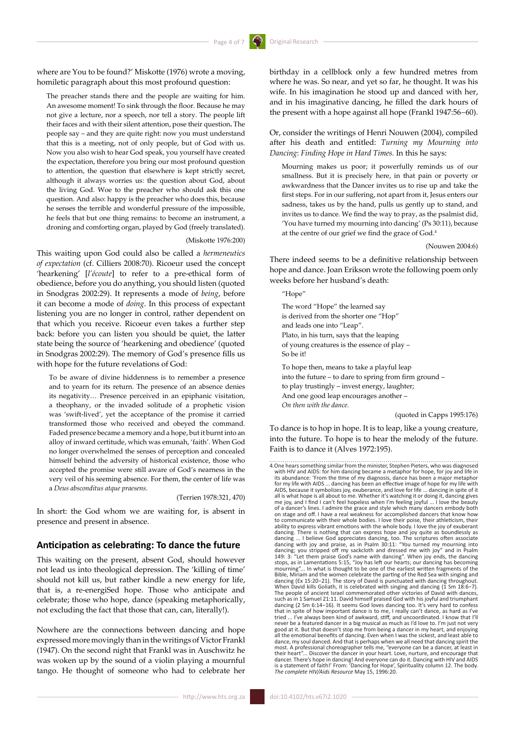where are You to be found?' Miskotte (1976) wrote a moving, homiletic paragraph about this most profound question:

> The preacher stands there and the people are waiting for him. An awesome moment! To sink through the floor. Because he may not give a lecture, nor a speech, nor tell a story. The people lift their faces and with their silent attention, pose their question**.** The people say – and they are quite right: now you must understand that this is a meeting, not of only people, but of God with us. Now you also wish to hear God speak, you yourself have created the expectation, therefore you bring our most profound question to attention, the question that elsewhere is kept strictly secret, although it always worries us: the question about God, about the living God. Woe to the preacher who should ask this one question. And also: happy is the preacher who does this, because he senses the terrible and wonderful pressure of the impossible, he feels that but one thing remains: to become an instrument, a droning and comforting organ, played by God (freely translated).
>
> (Miskotte 1976:200)

This waiting upon God could also be called a *hermeneutics of expectation* (cf. Cilliers 2008:70). Ricoeur used the concept 'hearkening' [*l'écoute*] to refer to a pre-ethical form of obedience, before you do anything, you should listen (quoted in Snodgras 2002:29). It represents a mode of *being*, before it can become a mode of *doing*. In this process of expectant listening you are no longer in control, rather dependent on that which you receive. Ricoeur even takes a further step back: before you can listen you should be quiet, the latter state being the source of 'hearkening and obedience' (quoted in Snodgras 2002:29). The memory of God's presence fills us with hope for the future revelations of God:

> To be aware of divine hiddenness is to remember a presence and to yearn for its return. The presence of an absence denies its negativity… Presence perceived in an epiphanic visitation, a theophany, or the invaded solitude of a prophetic vision was 'swift-lived', yet the acceptance of the promise it carried transformed those who received and obeyed the command. Faded presence became a memory and a hope, but it burnt into an alloy of inward certitude, which was emunah, 'faith'. When God no longer overwhelmed the senses of perception and concealed himself behind the adversity of historical existence, those who accepted the promise were still aware of God's nearness in the very veil of his seeming absence. For them, the center of life was a *Deus absconditus atque praesens*.
>
> (Terrien 1978:321, 470)

In short: the God whom we are waiting for, is absent in presence and present in absence.

## Anticipation as celebrating: To dance the future

This waiting on the present, absent God, should however not lead us into theological depression. The 'killing of time' should not kill us, but rather kindle a new energy for life, that is, a re-energiSed hope. Those who anticipate and celebrate; those who hope, dance (speaking metaphorically, not excluding the fact that those that can, can, literally!).

Nowhere are the connections between dancing and hope expressed more movingly than in the writings of Victor Frankl (1947). On the second night that Frankl was in Auschwitz he was woken up by the sound of a violin playing a mournful tango. He thought of someone who had to celebrate her birthday in a cellblock only a few hundred metres from where he was. So near, and yet so far, he thought. It was his wife. In his imagination he stood up and danced with her, and in his imaginative dancing, he filled the dark hours of the present with a hope against all hope (Frankl 1947:56–60).

Or, consider the writings of Henri Nouwen (2004), compiled after his death and entitled: *Turning my Mourning into Dancing*: *Finding Hope in Hard Times.* In this he says:

> Mourning makes us poor; it powerfully reminds us of our smallness. But it is precisely here, in that pain or poverty or awkwardness that the Dancer invites us to rise up and take the first steps. For in our suffering, not apart from it, Jesus enters our sadness, takes us by the hand, pulls us gently up to stand, and invites us to dance. We find the way to pray, as the psalmist did, 'You have turned my mourning into dancing' (Ps 30:11), because at the centre of our grief we find the grace of God.[4]
>
> (Nouwen 2004:6)

There indeed seems to be a definitive relationship between hope and dance. Joan Erikson wrote the following poem only weeks before her husband's death:

> "Hope"
>
> The word "Hope" the learned say
> is derived from the shorter one "Hop"
> and leads one into "Leap".
> Plato, in his turn, says that the leaping
> of young creatures is the essence of play –
> So be it!
>
> To hope then, means to take a playful leap
> into the future – to dare to spring from firm ground –
> to play trustingly – invest energy, laughter;
> And one good leap encourages another –
> *On then with the dance.*
>
> (quoted in Capps 1995:176)

To dance is to hop in hope. It is to leap, like a young creature, into the future. To hope is to hear the melody of the future. Faith is to dance it (Alves 1972:195).

4.One hears something similar from the minister, Stephen Pieters, who was diagnosed with HIV and AIDS: for him dancing became a metaphor for hope, for joy and life in its abundance: 'From the time of my diagnosis, dance has been a major metaphor for my life with AIDS ... dancing has been an effective image of hope for my life with AIDS, because it symbolizes joy, exuberance, and love for life ... dancing in spite of it all is what hope is all about to me. Whether it's watching it or doing it, dancing gives me joy, and I find I can't feel hopeless when I'm feeling joyful ... I love the beauty of a dancer's lines. I admire the grace and style which many dancers embody both on stage and off. I have a real weakness for accomplished dancers that know how to communicate with their whole bodies. I love their poise, their athleticism, their ability to express vibrant emotions with the whole body. I love the joy of exuberant dancing. There is nothing that can express hope and joy quite as boundlessly as dancing ... I believe God appreciates dancing, too. The scriptures often associate dancing with joy and praise, as in Psalm 30:11: "You turned my mourning into dancing; you stripped off my sackcloth and dressed me with joy" and in Psalm 149: 3: "Let them praise God's name with dancing". When joy ends, the dancing stops, as in Lamentations 5:15, "Joy has left our hearts; our dancing has becoming mourning"... In what is thought to be one of the earliest written fragments of the Bible, Miriam and the women celebrate the parting of the Red Sea with singing and dancing (Ex 15:20–21). The story of David is punctuated with dancing throughout. When David kills Goliath, it is celebrated with singing and dancing (1 Sm 18:6–7). The people of ancient Israel commemorated other victories of David with dances, such as in 1 Samuel 21:11. David himself praised God with his joyful and triumphant dancing (2 Sm 6:14–16). It seems God loves dancing too. It's very hard to confess that in spite of how important dance is to me, I really can't dance, as hard as I've tried ... I've always been kind of awkward, stiff, and uncoordinated. I know that I'll never be a featured dancer in a big musical as much as I'd love to. I'm just not very good at it. But that doesn't stop me from being a dancer in my heart, and enjoying all the emotional benefits of dancing. Even when I was the sickest, and least able to dance, my soul danced. And that is perhaps when we all need that dancing spirit the most. A professional choreographer tells me, "everyone can be a dancer, at least in their heart"... Discover the dancer in your heart. Love, nurture, and encourage that dancer. There's hope in dancing! And everyone can do it. Dancing with HIV and AIDS is a statement of faith!' From: 'Dancing for Hope', Spirituality column 12. The body. *The complete HIV/Aids Resource* May 15, 1996:20.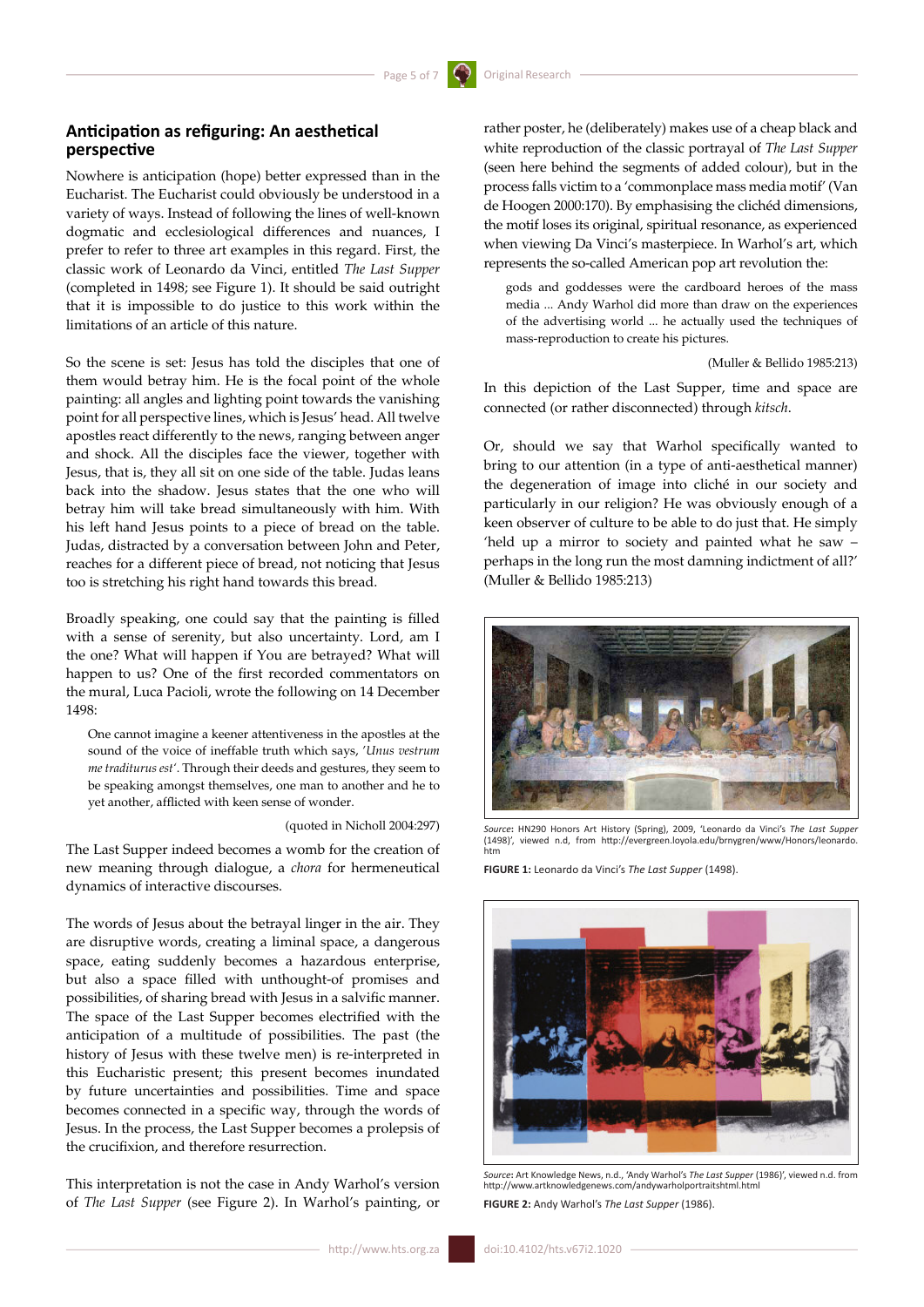## Anticipation as refiguring: An aesthetical perspective

Nowhere is anticipation (hope) better expressed than in the Eucharist. The Eucharist could obviously be understood in a variety of ways. Instead of following the lines of well-known dogmatic and ecclesiological differences and nuances, I prefer to refer to three art examples in this regard. First, the classic work of Leonardo da Vinci, entitled *The Last Supper* (completed in 1498; see Figure 1). It should be said outright that it is impossible to do justice to this work within the limitations of an article of this nature.

So the scene is set: Jesus has told the disciples that one of them would betray him. He is the focal point of the whole painting: all angles and lighting point towards the vanishing point for all perspective lines, which is Jesus' head. All twelve apostles react differently to the news, ranging between anger and shock. All the disciples face the viewer, together with Jesus, that is, they all sit on one side of the table. Judas leans back into the shadow. Jesus states that the one who will betray him will take bread simultaneously with him. With his left hand Jesus points to a piece of bread on the table. Judas, distracted by a conversation between John and Peter, reaches for a different piece of bread, not noticing that Jesus too is stretching his right hand towards this bread.

Broadly speaking, one could say that the painting is filled with a sense of serenity, but also uncertainty. Lord, am I the one? What will happen if You are betrayed? What will happen to us? One of the first recorded commentators on the mural, Luca Pacioli, wrote the following on 14 December 1498:

> One cannot imagine a keener attentiveness in the apostles at the sound of the voice of ineffable truth which says, '*Unus vestrum me traditurus est*'. Through their deeds and gestures, they seem to be speaking amongst themselves, one man to another and he to yet another, afflicted with keen sense of wonder.
>
> (quoted in Nicholl 2004:297)

The Last Supper indeed becomes a womb for the creation of new meaning through dialogue, a *chora* for hermeneutical dynamics of interactive discourses.

The words of Jesus about the betrayal linger in the air. They are disruptive words, creating a liminal space, a dangerous space, eating suddenly becomes a hazardous enterprise, but also a space filled with unthought-of promises and possibilities, of sharing bread with Jesus in a salvific manner. The space of the Last Supper becomes electrified with the anticipation of a multitude of possibilities. The past (the history of Jesus with these twelve men) is re-interpreted in this Eucharistic present; this present becomes inundated by future uncertainties and possibilities. Time and space becomes connected in a specific way, through the words of Jesus. In the process, the Last Supper becomes a prolepsis of the crucifixion, and therefore resurrection.

This interpretation is not the case in Andy Warhol's version of *The Last Supper* (see Figure 2). In Warhol's painting, or rather poster, he (deliberately) makes use of a cheap black and white reproduction of the classic portrayal of *The Last Supper* (seen here behind the segments of added colour), but in the process falls victim to a 'commonplace mass media motif' (Van de Hoogen 2000:170). By emphasising the clichéd dimensions, the motif loses its original, spiritual resonance, as experienced when viewing Da Vinci's masterpiece. In Warhol's art, which represents the so-called American pop art revolution the:

> gods and goddesses were the cardboard heroes of the mass media ... Andy Warhol did more than draw on the experiences of the advertising world ... he actually used the techniques of mass-reproduction to create his pictures.
>
> (Muller & Bellido 1985:213)

In this depiction of the Last Supper, time and space are connected (or rather disconnected) through *kitsch*.

Or, should we say that Warhol specifically wanted to bring to our attention (in a type of anti-aesthetical manner) the degeneration of image into cliché in our society and particularly in our religion? He was obviously enough of a keen observer of culture to be able to do just that. He simply 'held up a mirror to society and painted what he saw – perhaps in the long run the most damning indictment of all?' (Muller & Bellido 1985:213)

*Source*: HN290 Honors Art History (Spring), 2009, 'Leonardo da Vinci's *The Last Supper* (1498)', viewed n.d, from http://evergreen.loyola.edu/brnygren/www/Honors/leonardo.htm

**FIGURE 1:** Leonardo da Vinci's *The Last Supper* (1498).

*Source*: Art Knowledge News, n.d., 'Andy Warhol's *The Last Supper* (1986)', viewed n.d. from http://www.artknowledgenews.com/andywarholportraitshtml.html

**FIGURE 2:** Andy Warhol's *The Last Supper* (1986).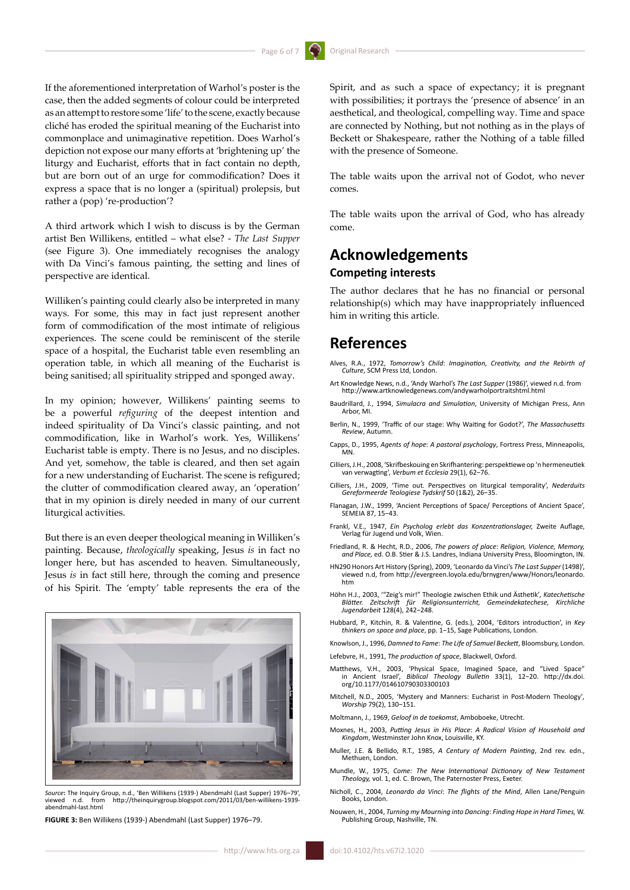If the aforementioned interpretation of Warhol's poster is the case, then the added segments of colour could be interpreted as an attempt to restore some 'life' to the scene, exactly because cliché has eroded the spiritual meaning of the Eucharist into commonplace and unimaginative repetition. Does Warhol's depiction not expose our many efforts at 'brightening up' the liturgy and Eucharist, efforts that in fact contain no depth, but are born out of an urge for commodification? Does it express a space that is no longer a (spiritual) prolepsis, but rather a (pop) 're-production'?

A third artwork which I wish to discuss is by the German artist Ben Willikens, entitled – what else? - *The Last Supper* (see Figure 3). One immediately recognises the analogy with Da Vinci's famous painting, the setting and lines of perspective are identical.

Williken's painting could clearly also be interpreted in many ways. For some, this may in fact just represent another form of commodification of the most intimate of religious experiences. The scene could be reminiscent of the sterile space of a hospital, the Eucharist table even resembling an operation table, in which all meaning of the Eucharist is being sanitised; all spirituality stripped and sponged away.

In my opinion; however, Willikens' painting seems to be a powerful *refiguring* of the deepest intention and indeed spirituality of Da Vinci's classic painting, and not commodification, like in Warhol's work. Yes, Willikens' Eucharist table is empty. There is no Jesus, and no disciples. And yet, somehow, the table is cleared, and then set again for a new understanding of Eucharist. The scene is refigured; the clutter of commodification cleared away, an 'operation' that in my opinion is direly needed in many of our current liturgical activities.

But there is an even deeper theological meaning in Williken's painting. Because, *theologically* speaking, Jesus *is* in fact no longer here, but has ascended to heaven. Simultaneously, Jesus *is* in fact still here, through the coming and presence of his Spirit. The 'empty' table represents the era of the Spirit, and as such a space of expectancy; it is pregnant with possibilities; it portrays the 'presence of absence' in an aesthetical, and theological, compelling way. Time and space are connected by Nothing, but not nothing as in the plays of Beckett or Shakespeare, rather the Nothing of a table filled with the presence of Someone.

*Source***:** The Inquiry Group, n.d., 'Ben Willikens (1939-) Abendmahl (Last Supper) 1976–79', viewed n.d. from http://theinquirygroup.blogspot.com/2011/03/ben-willikens-1939-abendmahl-last.html

**FIGURE 3:** Ben Willikens (1939-) Abendmahl (Last Supper) 1976–79.

The table waits upon the arrival not of Godot, who never comes.

The table waits upon the arrival of God, who has already come.

# Acknowledgements

## Competing interests

The author declares that he has no financial or personal relationship(s) which may have inappropriately influenced him in writing this article.

# References

Alves, R.A., 1972, *Tomorrow's Child*: *Imagination, Creativity, and the Rebirth of Culture*, SCM Press Ltd, London.

Art Knowledge News, n.d., 'Andy Warhol's *The Last Supper* (1986)', viewed n.d. from http://www.artknowledgenews.com/andywarholportraitshtml.html

Baudrillard, J., 1994, *Simulacra and Simulation*, University of Michigan Press, Ann Arbor, MI.

Berlin, N., 1999, 'Traffic of our stage: Why Waiting for Godot?', *The Massachusetts Review*, Autumn.

Capps, D., 1995, *Agents of hope*: *A pastoral psychology*, Fortress Press, Minneapolis, MN.

Cilliers, J.H., 2008, 'Skrifbeskouing en Skrifhantering: perspektiewe op 'n hermeneutiek van verwagting', *Verbum et Ecclesia* 29(1), 62–76.

Cilliers, J.H., 2009, 'Time out. Perspectives on liturgical temporality', *Nederduits Gereformeerde Teologiese Tydskrif* 50 (1&2), 26–35.

Flanagan, J.W., 1999, 'Ancient Perceptions of Space/ Perceptions of Ancient Space', SEMEIA 87, 15–43.

Frankl, V.E., 1947, *Ein Psycholog erlebt das Konzentrationslager,* Zweite Auflage, Verlag für Jugend und Volk, Wien.

Friedland, R. & Hecht, R.D., 2006, *The powers of place*: *Religion, Violence, Memory, and Place,* ed. O.B. Stier & J.S. Landres, Indiana University Press, Bloomington, IN.

HN290 Honors Art History (Spring), 2009, 'Leonardo da Vinci's *The Last Supper* (1498)', viewed n.d, from http://evergreen.loyola.edu/brnygren/www/Honors/leonardo.htm

Höhn H.J., 2003, '"Zeig's mir!" Theologie zwischen Ethik und Ästhetik', *Katechetische Blätter. Zeitschrift für Religionsunterricht, Gemeindekatechese, Kirchliche Jugendarbeit* 128(4), 242–248.

Hubbard, P., Kitchin, R. & Valentine, G. (eds.), 2004, 'Editors introduction', in *Key thinkers on space and place*, pp. 1–15, Sage Publications, London.

Knowlson, J., 1996, *Damned to Fame*: *The Life of Samuel Beckett*, Bloomsbury, London.

Lefebvre, H., 1991, *The production of space*, Blackwell, Oxford.

Matthews, V.H., 2003, 'Physical Space, Imagined Space, and "Lived Space" in Ancient Israel', *Biblical Theology Bulletin* 33(1), 12–20. http://dx.doi.org/10.1177/014610790303300103

Mitchell, N.D., 2005, 'Mystery and Manners: Eucharist in Post-Modern Theology', *Worship* 79(2), 130−151.

Moltmann, J., 1969, *Geloof in de toekomst*, Amboboeke, Utrecht.

Moxnes, H., 2003, *Putting Jesus in His Place*: *A Radical Vision of Household and Kingdom*, Westminster John Knox, Louisville, KY.

Muller, J.E. & Bellido, R.T., 1985, *A Century of Modern Painting*, 2nd rev. edn., Methuen, London.

Mundle, W., 1975, *Come: The New International Dictionary of New Testament Theology,* vol. 1, ed. C. Brown, The Paternoster Press, Exeter.

Nicholl, C., 2004, *Leonardo da Vinci*: *The flights of the Mind*, Allen Lane/Penguin Books, London.

Nouwen, H., 2004, *Turning my Mourning into Dancing*: *Finding Hope in Hard Times,* W. Publishing Group, Nashville, TN.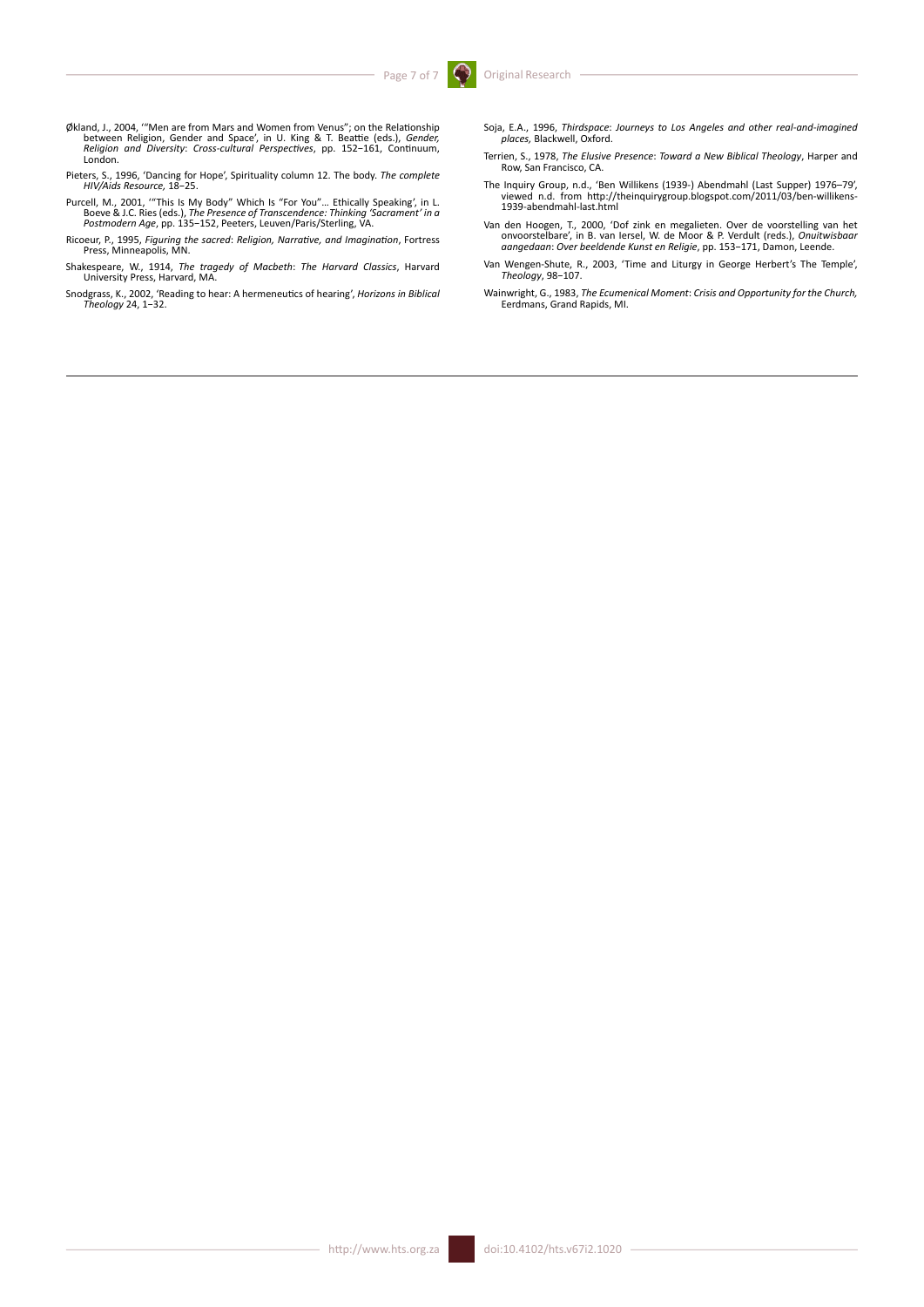Økland, J., 2004, '"Men are from Mars and Women from Venus"; on the Relationship between Religion, Gender and Space', in U. King & T. Beattie (eds.), *Gender, Religion and Diversity*: *Cross-cultural Perspectives*, pp. 152–161, Continuum, London.

Pieters, S., 1996, 'Dancing for Hope', Spirituality column 12. The body. *The complete HIV/Aids Resource,* 18–25.

Purcell, M., 2001, '"This Is My Body" Which Is "For You"… Ethically Speaking', in L. Boeve & J.C. Ries (eds.), *The Presence of Transcendence: Thinking 'Sacrament' in a Postmodern Age*, pp. 135–152, Peeters, Leuven/Paris/Sterling, VA.

Ricoeur, P., 1995, *Figuring the sacred*: *Religion, Narrative, and Imagination*, Fortress Press, Minneapolis, MN.

Shakespeare, W., 1914, *The tragedy of Macbeth*: *The Harvard Classics*, Harvard University Press, Harvard, MA.

Snodgrass, K., 2002, 'Reading to hear: A hermeneutics of hearing', *Horizons in Biblical Theology* 24, 1–32.

Soja, E.A., 1996, *Thirdspace*: *Journeys to Los Angeles and other real-and-imagined places*, Blackwell, Oxford.

Terrien, S., 1978, *The Elusive Presence*: *Toward a New Biblical Theology*, Harper and Row, San Francisco, CA.

The Inquiry Group, n.d., 'Ben Willikens (1939-) Abendmahl (Last Supper) 1976–79', viewed n.d. from http://theinquirygroup.blogspot.com/2011/03/ben-willikens-1939-abendmahl-last.html

Van den Hoogen, T., 2000, 'Dof zink en megalieten. Over de voorstelling van het onvoorstelbare', in B. van Iersel, W. de Moor & P. Verdult (reds.), *Onuitwisbaar aangedaan*: *Over beeldende Kunst en Religie*, pp. 153–171, Damon, Leende.

Van Wengen-Shute, R., 2003, 'Time and Liturgy in George Herbert's The Temple', *Theology*, 98–107.

Wainwright, G., 1983, *The Ecumenical Moment*: *Crisis and Opportunity for the Church,* Eerdmans, Grand Rapids, MI.